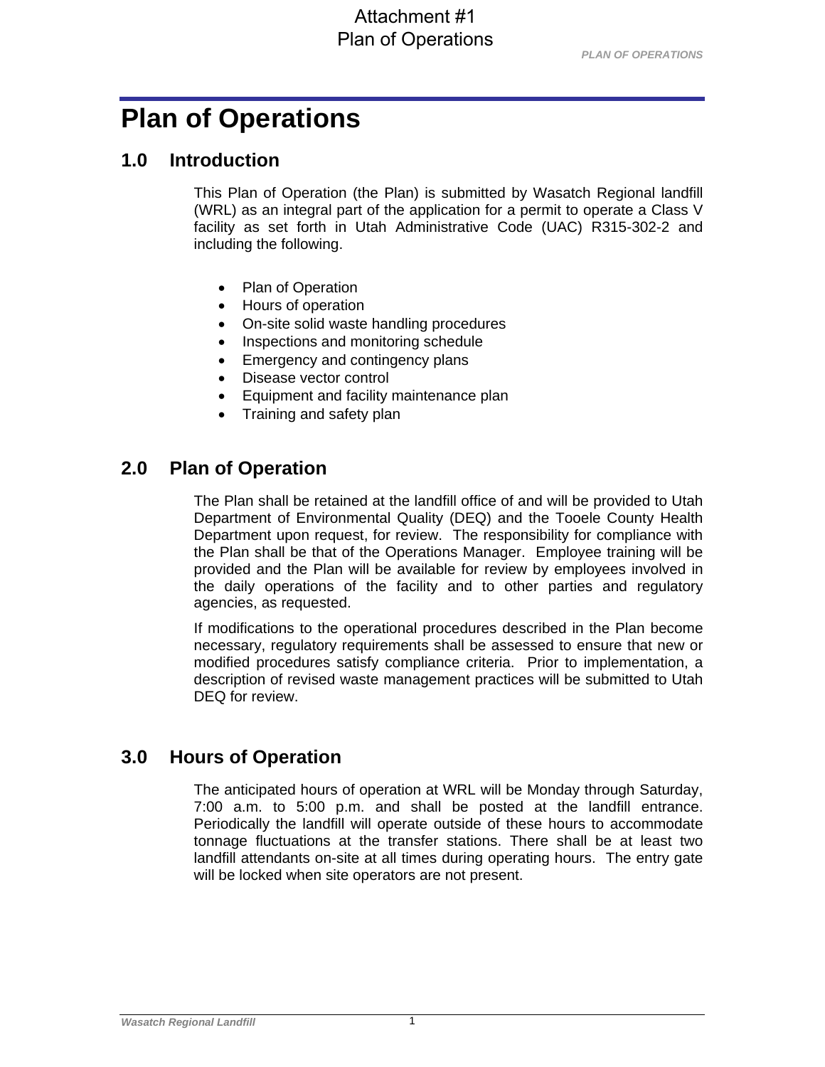Attachment #1
Plan of Operations

# Plan of Operations

## 1.0 Introduction

This Plan of Operation (the Plan) is submitted by Wasatch Regional landfill (WRL) as an integral part of the application for a permit to operate a Class V facility as set forth in Utah Administrative Code (UAC) R315-302-2 and including the following.

- Plan of Operation
- Hours of operation
- On-site solid waste handling procedures
- Inspections and monitoring schedule
- Emergency and contingency plans
- Disease vector control
- Equipment and facility maintenance plan
- Training and safety plan

## 2.0 Plan of Operation

The Plan shall be retained at the landfill office of and will be provided to Utah Department of Environmental Quality (DEQ) and the Tooele County Health Department upon request, for review. The responsibility for compliance with the Plan shall be that of the Operations Manager. Employee training will be provided and the Plan will be available for review by employees involved in the daily operations of the facility and to other parties and regulatory agencies, as requested.

If modifications to the operational procedures described in the Plan become necessary, regulatory requirements shall be assessed to ensure that new or modified procedures satisfy compliance criteria. Prior to implementation, a description of revised waste management practices will be submitted to Utah DEQ for review.

## 3.0 Hours of Operation

The anticipated hours of operation at WRL will be Monday through Saturday, 7:00 a.m. to 5:00 p.m. and shall be posted at the landfill entrance. Periodically the landfill will operate outside of these hours to accommodate tonnage fluctuations at the transfer stations. There shall be at least two landfill attendants on-site at all times during operating hours. The entry gate will be locked when site operators are not present.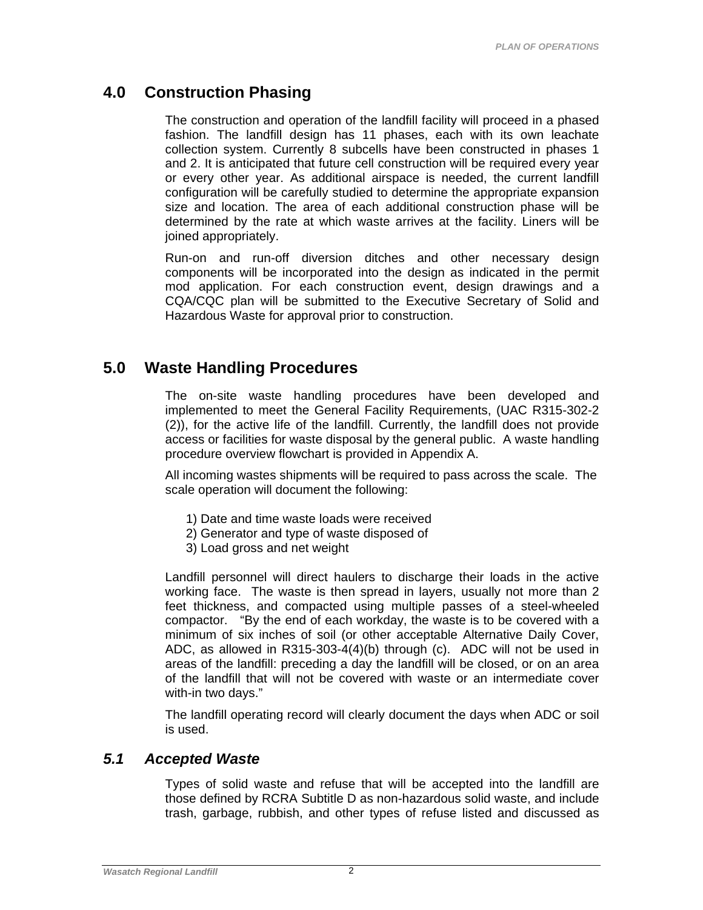# 4.0 Construction Phasing

The construction and operation of the landfill facility will proceed in a phased fashion. The landfill design has 11 phases, each with its own leachate collection system. Currently 8 subcells have been constructed in phases 1 and 2. It is anticipated that future cell construction will be required every year or every other year. As additional airspace is needed, the current landfill configuration will be carefully studied to determine the appropriate expansion size and location. The area of each additional construction phase will be determined by the rate at which waste arrives at the facility. Liners will be joined appropriately.

Run-on and run-off diversion ditches and other necessary design components will be incorporated into the design as indicated in the permit mod application. For each construction event, design drawings and a CQA/CQC plan will be submitted to the Executive Secretary of Solid and Hazardous Waste for approval prior to construction.

# 5.0 Waste Handling Procedures

The on-site waste handling procedures have been developed and implemented to meet the General Facility Requirements, (UAC R315-302-2 (2)), for the active life of the landfill. Currently, the landfill does not provide access or facilities for waste disposal by the general public. A waste handling procedure overview flowchart is provided in Appendix A.

All incoming wastes shipments will be required to pass across the scale. The scale operation will document the following:

1) Date and time waste loads were received
2) Generator and type of waste disposed of
3) Load gross and net weight

Landfill personnel will direct haulers to discharge their loads in the active working face. The waste is then spread in layers, usually not more than 2 feet thickness, and compacted using multiple passes of a steel-wheeled compactor. "By the end of each workday, the waste is to be covered with a minimum of six inches of soil (or other acceptable Alternative Daily Cover, ADC, as allowed in R315-303-4(4)(b) through (c). ADC will not be used in areas of the landfill: preceding a day the landfill will be closed, or on an area of the landfill that will not be covered with waste or an intermediate cover with-in two days."

The landfill operating record will clearly document the days when ADC or soil is used.

## *5.1 Accepted Waste*

Types of solid waste and refuse that will be accepted into the landfill are those defined by RCRA Subtitle D as non-hazardous solid waste, and include trash, garbage, rubbish, and other types of refuse listed and discussed as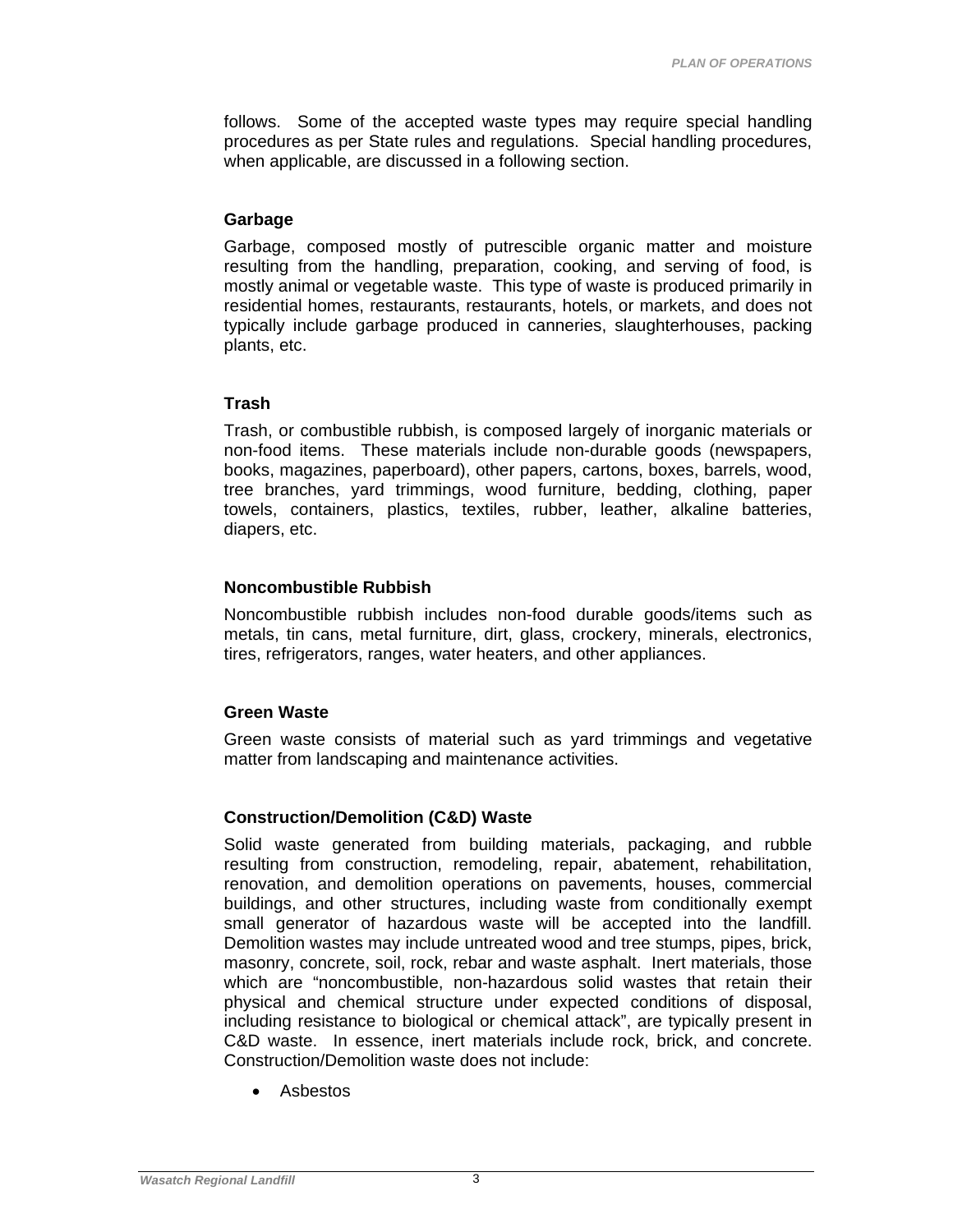follows. Some of the accepted waste types may require special handling procedures as per State rules and regulations. Special handling procedures, when applicable, are discussed in a following section.

### Garbage

Garbage, composed mostly of putrescible organic matter and moisture resulting from the handling, preparation, cooking, and serving of food, is mostly animal or vegetable waste. This type of waste is produced primarily in residential homes, restaurants, restaurants, hotels, or markets, and does not typically include garbage produced in canneries, slaughterhouses, packing plants, etc.

### Trash

Trash, or combustible rubbish, is composed largely of inorganic materials or non-food items. These materials include non-durable goods (newspapers, books, magazines, paperboard), other papers, cartons, boxes, barrels, wood, tree branches, yard trimmings, wood furniture, bedding, clothing, paper towels, containers, plastics, textiles, rubber, leather, alkaline batteries, diapers, etc.

### Noncombustible Rubbish

Noncombustible rubbish includes non-food durable goods/items such as metals, tin cans, metal furniture, dirt, glass, crockery, minerals, electronics, tires, refrigerators, ranges, water heaters, and other appliances.

### Green Waste

Green waste consists of material such as yard trimmings and vegetative matter from landscaping and maintenance activities.

### Construction/Demolition (C&D) Waste

Solid waste generated from building materials, packaging, and rubble resulting from construction, remodeling, repair, abatement, rehabilitation, renovation, and demolition operations on pavements, houses, commercial buildings, and other structures, including waste from conditionally exempt small generator of hazardous waste will be accepted into the landfill. Demolition wastes may include untreated wood and tree stumps, pipes, brick, masonry, concrete, soil, rock, rebar and waste asphalt. Inert materials, those which are "noncombustible, non-hazardous solid wastes that retain their physical and chemical structure under expected conditions of disposal, including resistance to biological or chemical attack", are typically present in C&D waste. In essence, inert materials include rock, brick, and concrete. Construction/Demolition waste does not include:

- Asbestos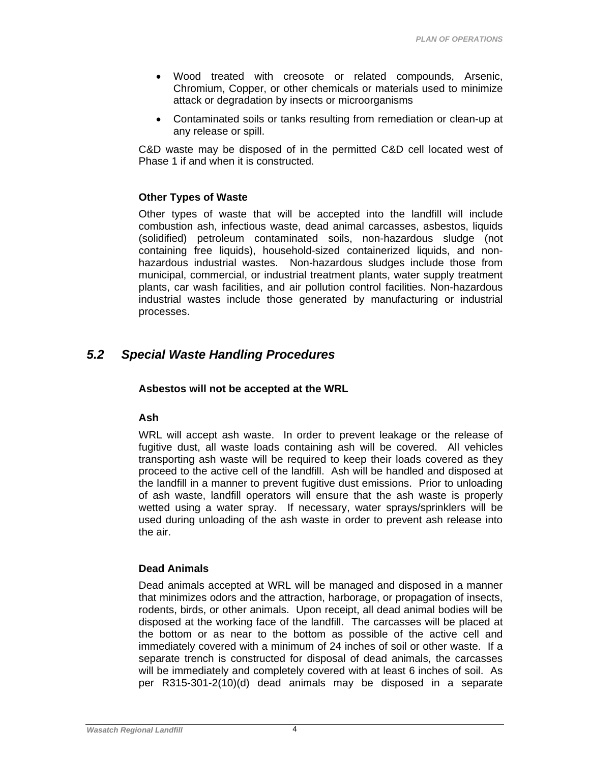- Wood treated with creosote or related compounds, Arsenic, Chromium, Copper, or other chemicals or materials used to minimize attack or degradation by insects or microorganisms
- Contaminated soils or tanks resulting from remediation or clean-up at any release or spill.

C&D waste may be disposed of in the permitted C&D cell located west of Phase 1 if and when it is constructed.

**Other Types of Waste**

Other types of waste that will be accepted into the landfill will include combustion ash, infectious waste, dead animal carcasses, asbestos, liquids (solidified) petroleum contaminated soils, non-hazardous sludge (not containing free liquids), household-sized containerized liquids, and non-hazardous industrial wastes. Non-hazardous sludges include those from municipal, commercial, or industrial treatment plants, water supply treatment plants, car wash facilities, and air pollution control facilities. Non-hazardous industrial wastes include those generated by manufacturing or industrial processes.

## *5.2 Special Waste Handling Procedures*

**Asbestos will not be accepted at the WRL**

**Ash**

WRL will accept ash waste. In order to prevent leakage or the release of fugitive dust, all waste loads containing ash will be covered. All vehicles transporting ash waste will be required to keep their loads covered as they proceed to the active cell of the landfill. Ash will be handled and disposed at the landfill in a manner to prevent fugitive dust emissions. Prior to unloading of ash waste, landfill operators will ensure that the ash waste is properly wetted using a water spray. If necessary, water sprays/sprinklers will be used during unloading of the ash waste in order to prevent ash release into the air.

**Dead Animals**

Dead animals accepted at WRL will be managed and disposed in a manner that minimizes odors and the attraction, harborage, or propagation of insects, rodents, birds, or other animals. Upon receipt, all dead animal bodies will be disposed at the working face of the landfill. The carcasses will be placed at the bottom or as near to the bottom as possible of the active cell and immediately covered with a minimum of 24 inches of soil or other waste. If a separate trench is constructed for disposal of dead animals, the carcasses will be immediately and completely covered with at least 6 inches of soil. As per R315-301-2(10)(d) dead animals may be disposed in a separate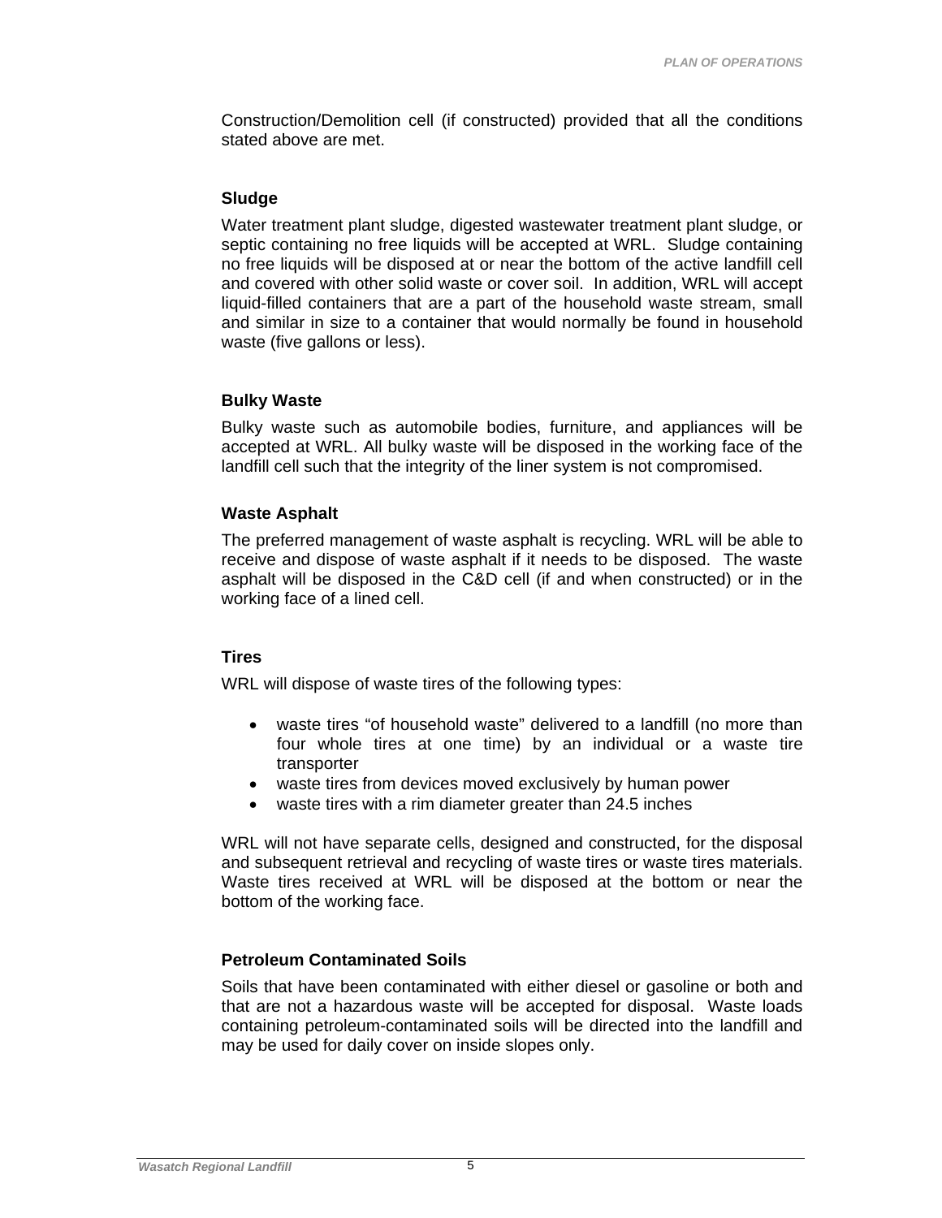Construction/Demolition cell (if constructed) provided that all the conditions stated above are met.

### Sludge

Water treatment plant sludge, digested wastewater treatment plant sludge, or septic containing no free liquids will be accepted at WRL. Sludge containing no free liquids will be disposed at or near the bottom of the active landfill cell and covered with other solid waste or cover soil. In addition, WRL will accept liquid-filled containers that are a part of the household waste stream, small and similar in size to a container that would normally be found in household waste (five gallons or less).

### Bulky Waste

Bulky waste such as automobile bodies, furniture, and appliances will be accepted at WRL. All bulky waste will be disposed in the working face of the landfill cell such that the integrity of the liner system is not compromised.

### Waste Asphalt

The preferred management of waste asphalt is recycling. WRL will be able to receive and dispose of waste asphalt if it needs to be disposed. The waste asphalt will be disposed in the C&D cell (if and when constructed) or in the working face of a lined cell.

### Tires

WRL will dispose of waste tires of the following types:

- waste tires "of household waste" delivered to a landfill (no more than four whole tires at one time) by an individual or a waste tire transporter
- waste tires from devices moved exclusively by human power
- waste tires with a rim diameter greater than 24.5 inches

WRL will not have separate cells, designed and constructed, for the disposal and subsequent retrieval and recycling of waste tires or waste tires materials. Waste tires received at WRL will be disposed at the bottom or near the bottom of the working face.

### Petroleum Contaminated Soils

Soils that have been contaminated with either diesel or gasoline or both and that are not a hazardous waste will be accepted for disposal. Waste loads containing petroleum-contaminated soils will be directed into the landfill and may be used for daily cover on inside slopes only.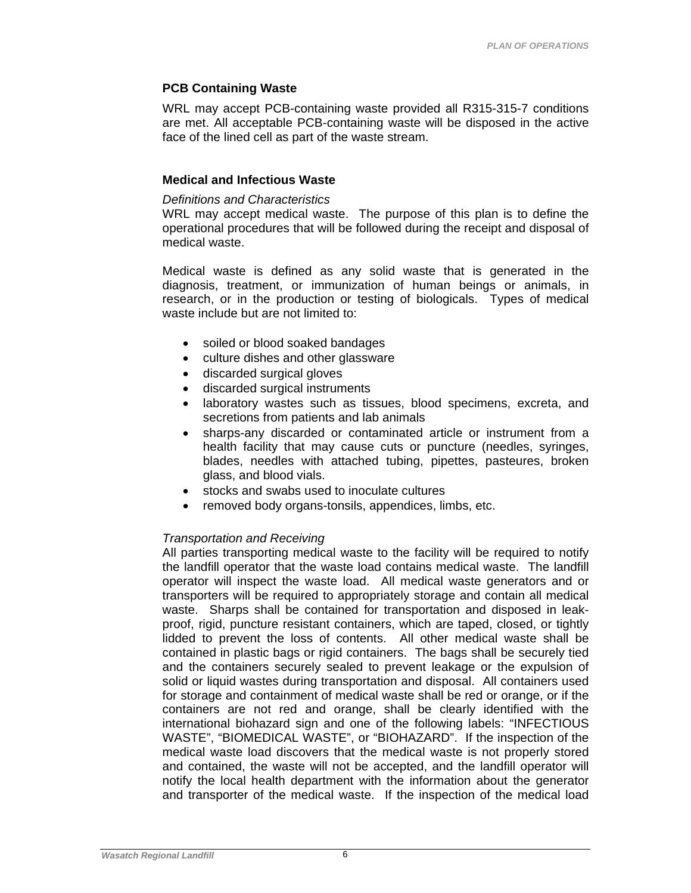### PCB Containing Waste

WRL may accept PCB-containing waste provided all R315-315-7 conditions are met. All acceptable PCB-containing waste will be disposed in the active face of the lined cell as part of the waste stream.

### Medical and Infectious Waste

*Definitions and Characteristics*

WRL may accept medical waste. The purpose of this plan is to define the operational procedures that will be followed during the receipt and disposal of medical waste.

Medical waste is defined as any solid waste that is generated in the diagnosis, treatment, or immunization of human beings or animals, in research, or in the production or testing of biologicals. Types of medical waste include but are not limited to:

- soiled or blood soaked bandages
- culture dishes and other glassware
- discarded surgical gloves
- discarded surgical instruments
- laboratory wastes such as tissues, blood specimens, excreta, and secretions from patients and lab animals
- sharps-any discarded or contaminated article or instrument from a health facility that may cause cuts or puncture (needles, syringes, blades, needles with attached tubing, pipettes, pasteures, broken glass, and blood vials.
- stocks and swabs used to inoculate cultures
- removed body organs-tonsils, appendices, limbs, etc.

*Transportation and Receiving*

All parties transporting medical waste to the facility will be required to notify the landfill operator that the waste load contains medical waste. The landfill operator will inspect the waste load. All medical waste generators and or transporters will be required to appropriately storage and contain all medical waste. Sharps shall be contained for transportation and disposed in leak-proof, rigid, puncture resistant containers, which are taped, closed, or tightly lidded to prevent the loss of contents. All other medical waste shall be contained in plastic bags or rigid containers. The bags shall be securely tied and the containers securely sealed to prevent leakage or the expulsion of solid or liquid wastes during transportation and disposal. All containers used for storage and containment of medical waste shall be red or orange, or if the containers are not red and orange, shall be clearly identified with the international biohazard sign and one of the following labels: "INFECTIOUS WASTE", "BIOMEDICAL WASTE", or "BIOHAZARD". If the inspection of the medical waste load discovers that the medical waste is not properly stored and contained, the waste will not be accepted, and the landfill operator will notify the local health department with the information about the generator and transporter of the medical waste. If the inspection of the medical load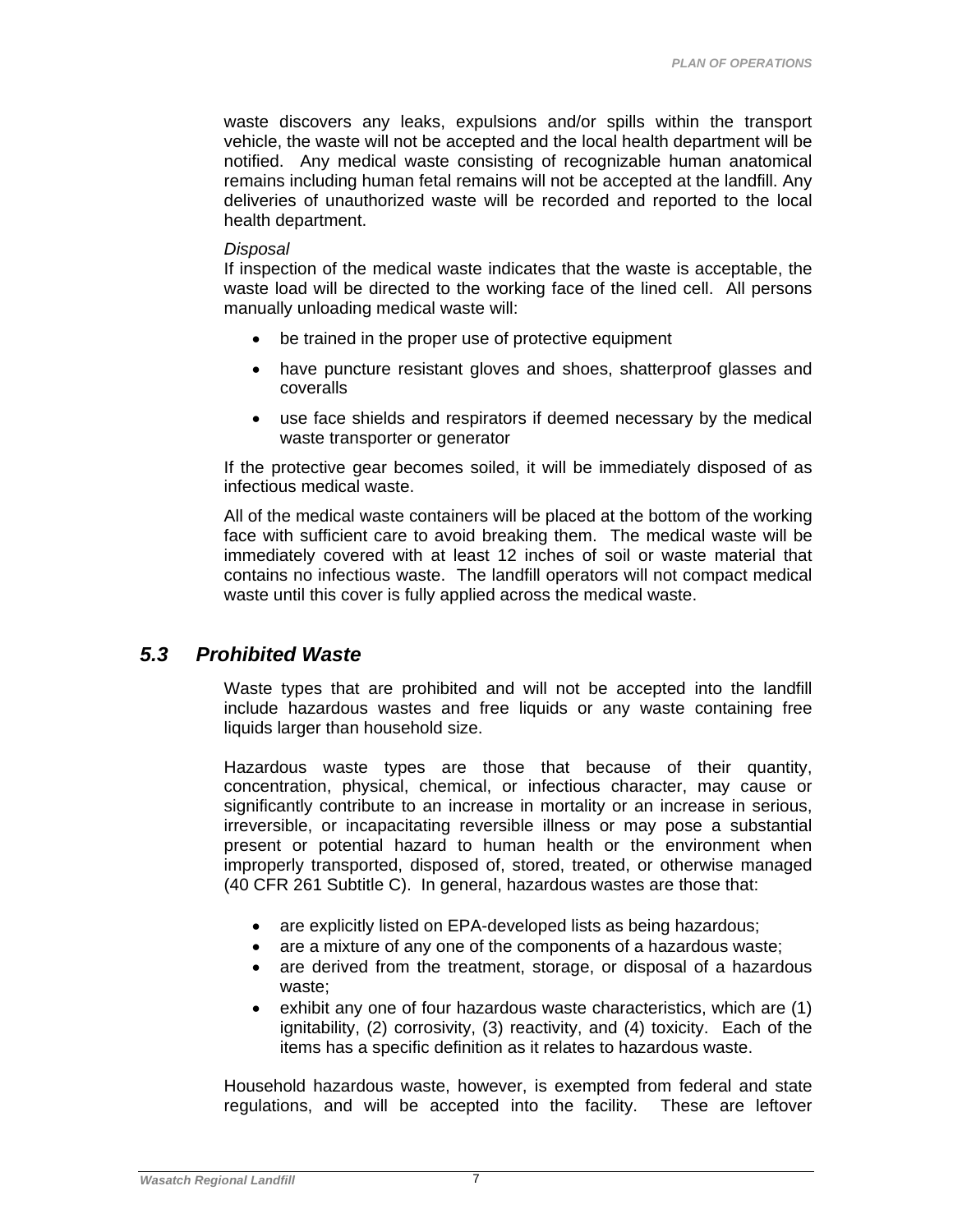waste discovers any leaks, expulsions and/or spills within the transport vehicle, the waste will not be accepted and the local health department will be notified. Any medical waste consisting of recognizable human anatomical remains including human fetal remains will not be accepted at the landfill. Any deliveries of unauthorized waste will be recorded and reported to the local health department.

*Disposal*

If inspection of the medical waste indicates that the waste is acceptable, the waste load will be directed to the working face of the lined cell. All persons manually unloading medical waste will:

- be trained in the proper use of protective equipment
- have puncture resistant gloves and shoes, shatterproof glasses and coveralls
- use face shields and respirators if deemed necessary by the medical waste transporter or generator

If the protective gear becomes soiled, it will be immediately disposed of as infectious medical waste.

All of the medical waste containers will be placed at the bottom of the working face with sufficient care to avoid breaking them. The medical waste will be immediately covered with at least 12 inches of soil or waste material that contains no infectious waste. The landfill operators will not compact medical waste until this cover is fully applied across the medical waste.

## *5.3 Prohibited Waste*

Waste types that are prohibited and will not be accepted into the landfill include hazardous wastes and free liquids or any waste containing free liquids larger than household size.

Hazardous waste types are those that because of their quantity, concentration, physical, chemical, or infectious character, may cause or significantly contribute to an increase in mortality or an increase in serious, irreversible, or incapacitating reversible illness or may pose a substantial present or potential hazard to human health or the environment when improperly transported, disposed of, stored, treated, or otherwise managed (40 CFR 261 Subtitle C). In general, hazardous wastes are those that:

- are explicitly listed on EPA-developed lists as being hazardous;
- are a mixture of any one of the components of a hazardous waste;
- are derived from the treatment, storage, or disposal of a hazardous waste;
- exhibit any one of four hazardous waste characteristics, which are (1) ignitability, (2) corrosivity, (3) reactivity, and (4) toxicity. Each of the items has a specific definition as it relates to hazardous waste.

Household hazardous waste, however, is exempted from federal and state regulations, and will be accepted into the facility. These are leftover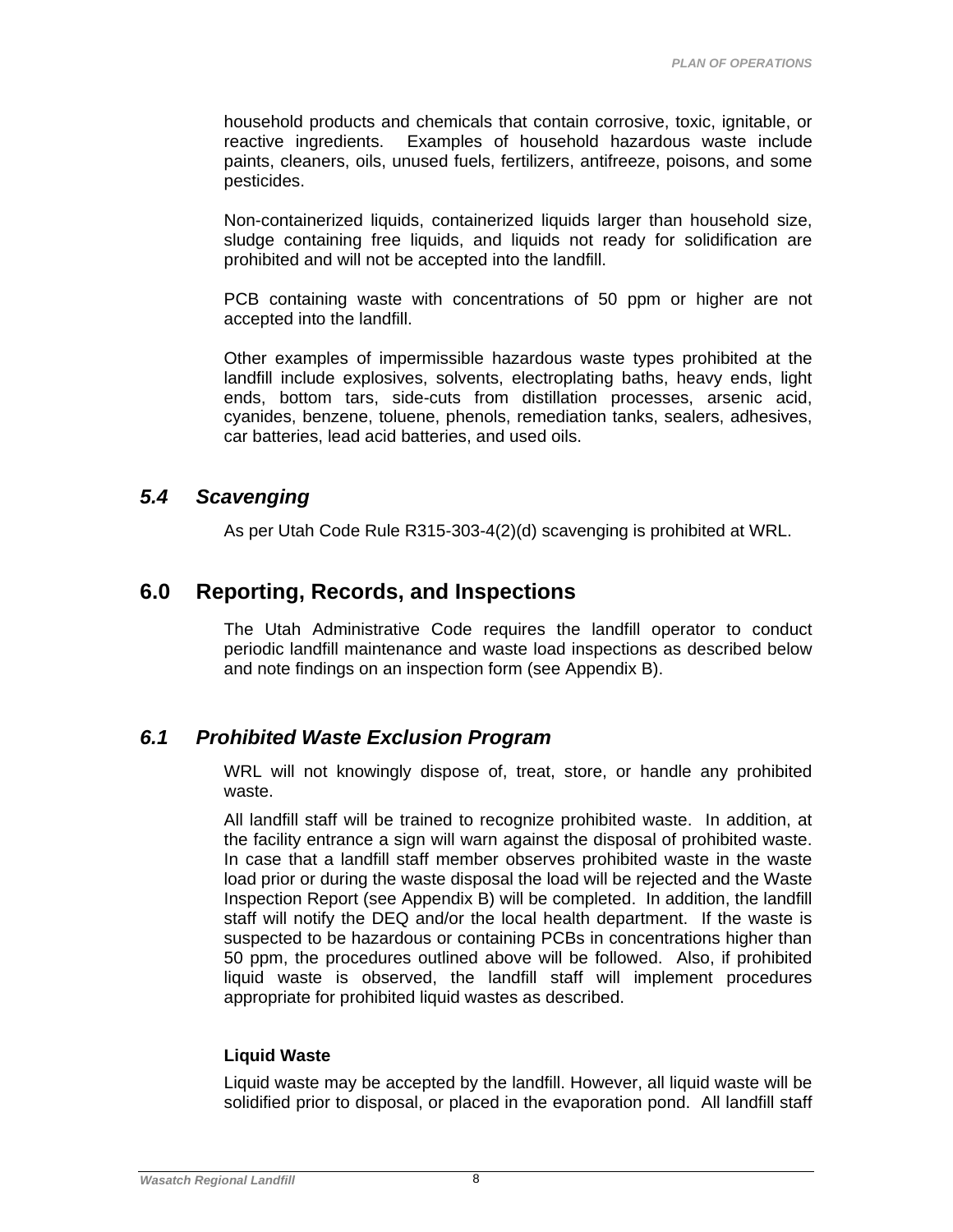household products and chemicals that contain corrosive, toxic, ignitable, or reactive ingredients. Examples of household hazardous waste include paints, cleaners, oils, unused fuels, fertilizers, antifreeze, poisons, and some pesticides.

Non-containerized liquids, containerized liquids larger than household size, sludge containing free liquids, and liquids not ready for solidification are prohibited and will not be accepted into the landfill.

PCB containing waste with concentrations of 50 ppm or higher are not accepted into the landfill.

Other examples of impermissible hazardous waste types prohibited at the landfill include explosives, solvents, electroplating baths, heavy ends, light ends, bottom tars, side-cuts from distillation processes, arsenic acid, cyanides, benzene, toluene, phenols, remediation tanks, sealers, adhesives, car batteries, lead acid batteries, and used oils.

## *5.4 Scavenging*

As per Utah Code Rule R315-303-4(2)(d) scavenging is prohibited at WRL.

# 6.0 Reporting, Records, and Inspections

The Utah Administrative Code requires the landfill operator to conduct periodic landfill maintenance and waste load inspections as described below and note findings on an inspection form (see Appendix B).

## *6.1 Prohibited Waste Exclusion Program*

WRL will not knowingly dispose of, treat, store, or handle any prohibited waste.

All landfill staff will be trained to recognize prohibited waste. In addition, at the facility entrance a sign will warn against the disposal of prohibited waste. In case that a landfill staff member observes prohibited waste in the waste load prior or during the waste disposal the load will be rejected and the Waste Inspection Report (see Appendix B) will be completed. In addition, the landfill staff will notify the DEQ and/or the local health department. If the waste is suspected to be hazardous or containing PCBs in concentrations higher than 50 ppm, the procedures outlined above will be followed. Also, if prohibited liquid waste is observed, the landfill staff will implement procedures appropriate for prohibited liquid wastes as described.

**Liquid Waste**

Liquid waste may be accepted by the landfill. However, all liquid waste will be solidified prior to disposal, or placed in the evaporation pond. All landfill staff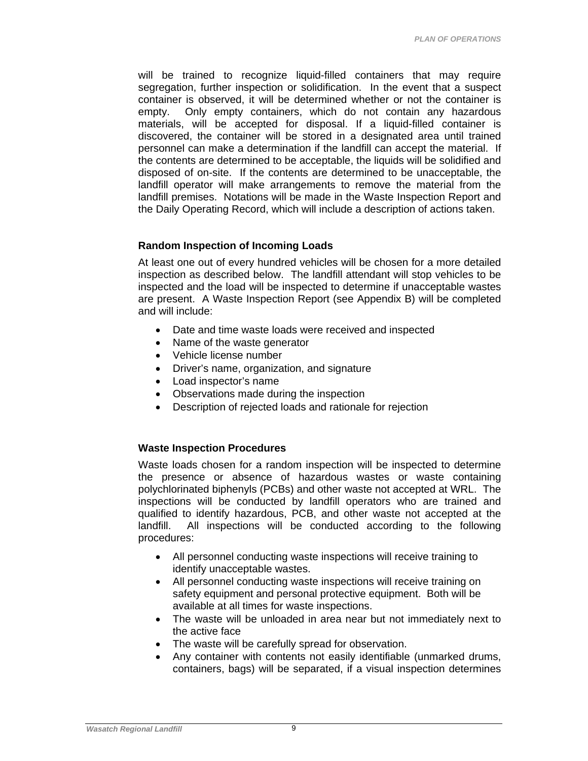will be trained to recognize liquid-filled containers that may require segregation, further inspection or solidification. In the event that a suspect container is observed, it will be determined whether or not the container is empty. Only empty containers, which do not contain any hazardous materials, will be accepted for disposal. If a liquid-filled container is discovered, the container will be stored in a designated area until trained personnel can make a determination if the landfill can accept the material. If the contents are determined to be acceptable, the liquids will be solidified and disposed of on-site. If the contents are determined to be unacceptable, the landfill operator will make arrangements to remove the material from the landfill premises. Notations will be made in the Waste Inspection Report and the Daily Operating Record, which will include a description of actions taken.

**Random Inspection of Incoming Loads**

At least one out of every hundred vehicles will be chosen for a more detailed inspection as described below. The landfill attendant will stop vehicles to be inspected and the load will be inspected to determine if unacceptable wastes are present. A Waste Inspection Report (see Appendix B) will be completed and will include:

- Date and time waste loads were received and inspected
- Name of the waste generator
- Vehicle license number
- Driver's name, organization, and signature
- Load inspector's name
- Observations made during the inspection
- Description of rejected loads and rationale for rejection

**Waste Inspection Procedures**

Waste loads chosen for a random inspection will be inspected to determine the presence or absence of hazardous wastes or waste containing polychlorinated biphenyls (PCBs) and other waste not accepted at WRL. The inspections will be conducted by landfill operators who are trained and qualified to identify hazardous, PCB, and other waste not accepted at the landfill. All inspections will be conducted according to the following procedures:

- All personnel conducting waste inspections will receive training to identify unacceptable wastes.
- All personnel conducting waste inspections will receive training on safety equipment and personal protective equipment. Both will be available at all times for waste inspections.
- The waste will be unloaded in area near but not immediately next to the active face
- The waste will be carefully spread for observation.
- Any container with contents not easily identifiable (unmarked drums, containers, bags) will be separated, if a visual inspection determines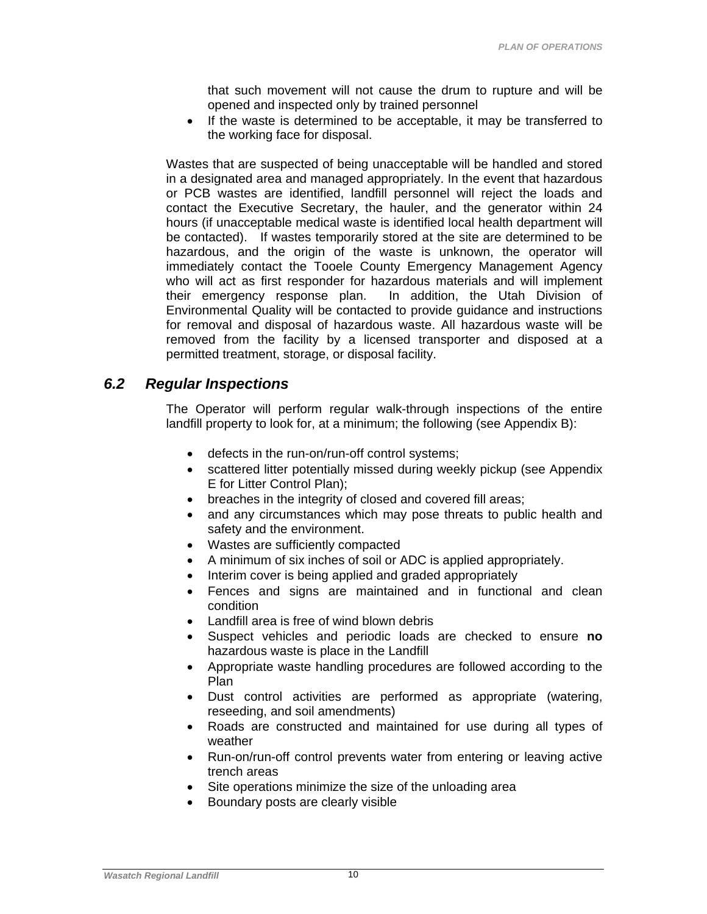that such movement will not cause the drum to rupture and will be opened and inspected only by trained personnel

- If the waste is determined to be acceptable, it may be transferred to the working face for disposal.

Wastes that are suspected of being unacceptable will be handled and stored in a designated area and managed appropriately. In the event that hazardous or PCB wastes are identified, landfill personnel will reject the loads and contact the Executive Secretary, the hauler, and the generator within 24 hours (if unacceptable medical waste is identified local health department will be contacted). If wastes temporarily stored at the site are determined to be hazardous, and the origin of the waste is unknown, the operator will immediately contact the Tooele County Emergency Management Agency who will act as first responder for hazardous materials and will implement their emergency response plan. In addition, the Utah Division of Environmental Quality will be contacted to provide guidance and instructions for removal and disposal of hazardous waste. All hazardous waste will be removed from the facility by a licensed transporter and disposed at a permitted treatment, storage, or disposal facility.

## *6.2 Regular Inspections*

The Operator will perform regular walk-through inspections of the entire landfill property to look for, at a minimum; the following (see Appendix B):

- defects in the run-on/run-off control systems;
- scattered litter potentially missed during weekly pickup (see Appendix E for Litter Control Plan);
- breaches in the integrity of closed and covered fill areas;
- and any circumstances which may pose threats to public health and safety and the environment.
- Wastes are sufficiently compacted
- A minimum of six inches of soil or ADC is applied appropriately.
- Interim cover is being applied and graded appropriately
- Fences and signs are maintained and in functional and clean condition
- Landfill area is free of wind blown debris
- Suspect vehicles and periodic loads are checked to ensure **no** hazardous waste is place in the Landfill
- Appropriate waste handling procedures are followed according to the Plan
- Dust control activities are performed as appropriate (watering, reseeding, and soil amendments)
- Roads are constructed and maintained for use during all types of weather
- Run-on/run-off control prevents water from entering or leaving active trench areas
- Site operations minimize the size of the unloading area
- Boundary posts are clearly visible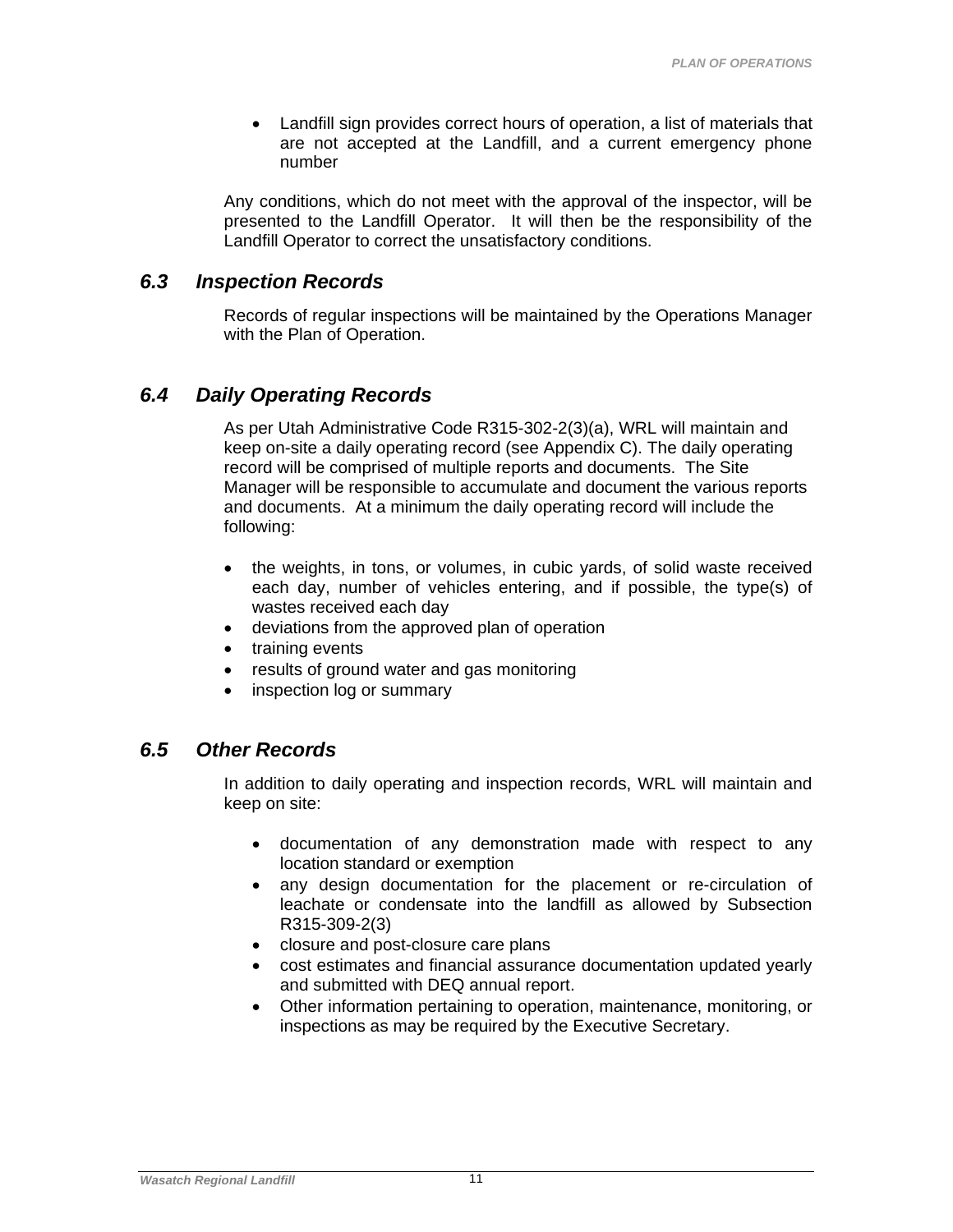- Landfill sign provides correct hours of operation, a list of materials that are not accepted at the Landfill, and a current emergency phone number

Any conditions, which do not meet with the approval of the inspector, will be presented to the Landfill Operator. It will then be the responsibility of the Landfill Operator to correct the unsatisfactory conditions.

## 6.3 Inspection Records

Records of regular inspections will be maintained by the Operations Manager with the Plan of Operation.

## 6.4 Daily Operating Records

As per Utah Administrative Code R315-302-2(3)(a), WRL will maintain and keep on-site a daily operating record (see Appendix C). The daily operating record will be comprised of multiple reports and documents. The Site Manager will be responsible to accumulate and document the various reports and documents. At a minimum the daily operating record will include the following:

- the weights, in tons, or volumes, in cubic yards, of solid waste received each day, number of vehicles entering, and if possible, the type(s) of wastes received each day
- deviations from the approved plan of operation
- training events
- results of ground water and gas monitoring
- inspection log or summary

## 6.5 Other Records

In addition to daily operating and inspection records, WRL will maintain and keep on site:

- documentation of any demonstration made with respect to any location standard or exemption
- any design documentation for the placement or re-circulation of leachate or condensate into the landfill as allowed by Subsection R315-309-2(3)
- closure and post-closure care plans
- cost estimates and financial assurance documentation updated yearly and submitted with DEQ annual report.
- Other information pertaining to operation, maintenance, monitoring, or inspections as may be required by the Executive Secretary.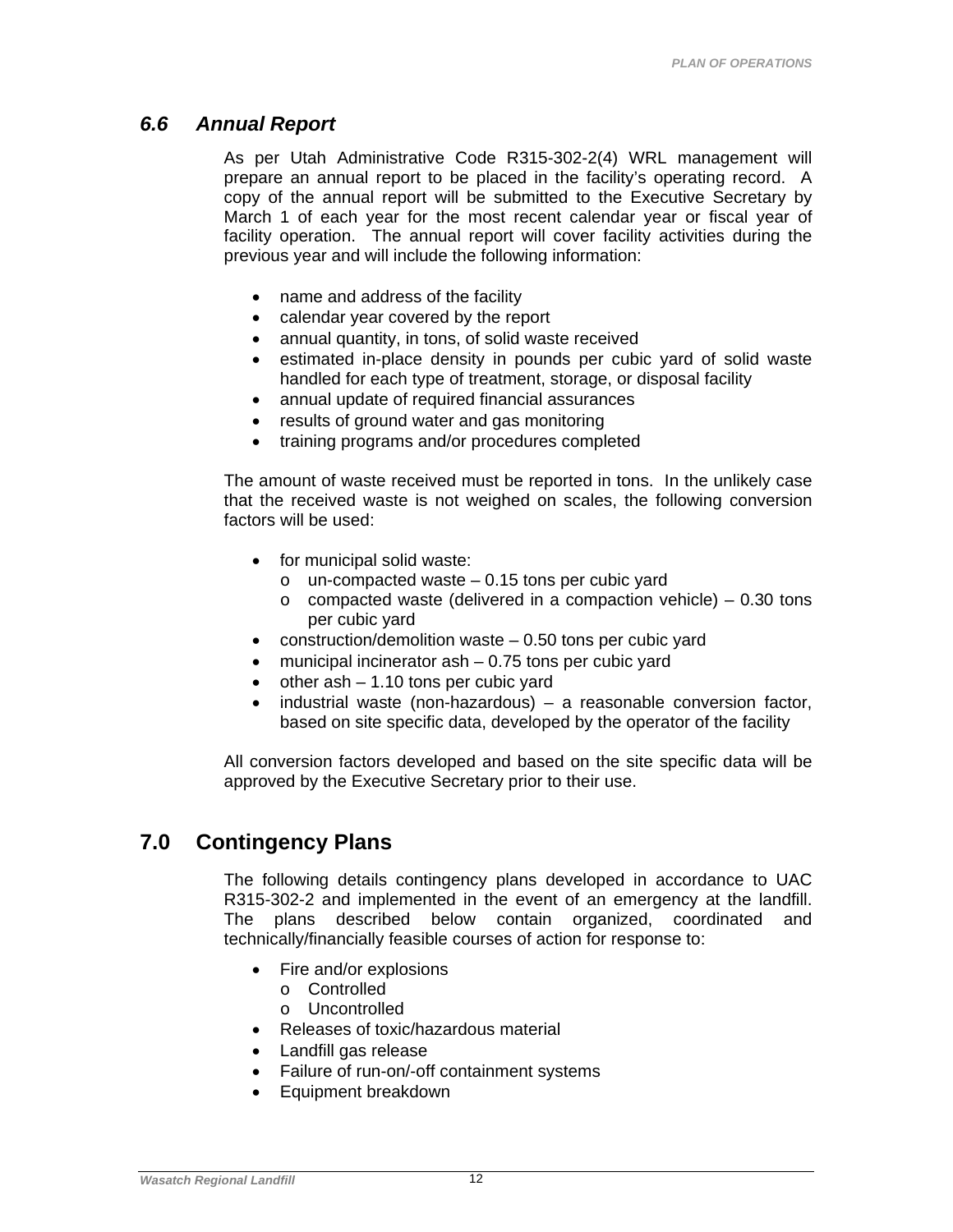### *6.6 Annual Report*

As per Utah Administrative Code R315-302-2(4) WRL management will prepare an annual report to be placed in the facility's operating record. A copy of the annual report will be submitted to the Executive Secretary by March 1 of each year for the most recent calendar year or fiscal year of facility operation. The annual report will cover facility activities during the previous year and will include the following information:

- name and address of the facility
- calendar year covered by the report
- annual quantity, in tons, of solid waste received
- estimated in-place density in pounds per cubic yard of solid waste handled for each type of treatment, storage, or disposal facility
- annual update of required financial assurances
- results of ground water and gas monitoring
- training programs and/or procedures completed

The amount of waste received must be reported in tons. In the unlikely case that the received waste is not weighed on scales, the following conversion factors will be used:

- for municipal solid waste:
  - un-compacted waste – 0.15 tons per cubic yard
  - compacted waste (delivered in a compaction vehicle) – 0.30 tons per cubic yard
- construction/demolition waste – 0.50 tons per cubic yard
- municipal incinerator ash – 0.75 tons per cubic yard
- other ash – 1.10 tons per cubic yard
- industrial waste (non-hazardous) – a reasonable conversion factor, based on site specific data, developed by the operator of the facility

All conversion factors developed and based on the site specific data will be approved by the Executive Secretary prior to their use.

## 7.0 Contingency Plans

The following details contingency plans developed in accordance to UAC R315-302-2 and implemented in the event of an emergency at the landfill. The plans described below contain organized, coordinated and technically/financially feasible courses of action for response to:

- Fire and/or explosions
  - Controlled
  - Uncontrolled
- Releases of toxic/hazardous material
- Landfill gas release
- Failure of run-on/-off containment systems
- Equipment breakdown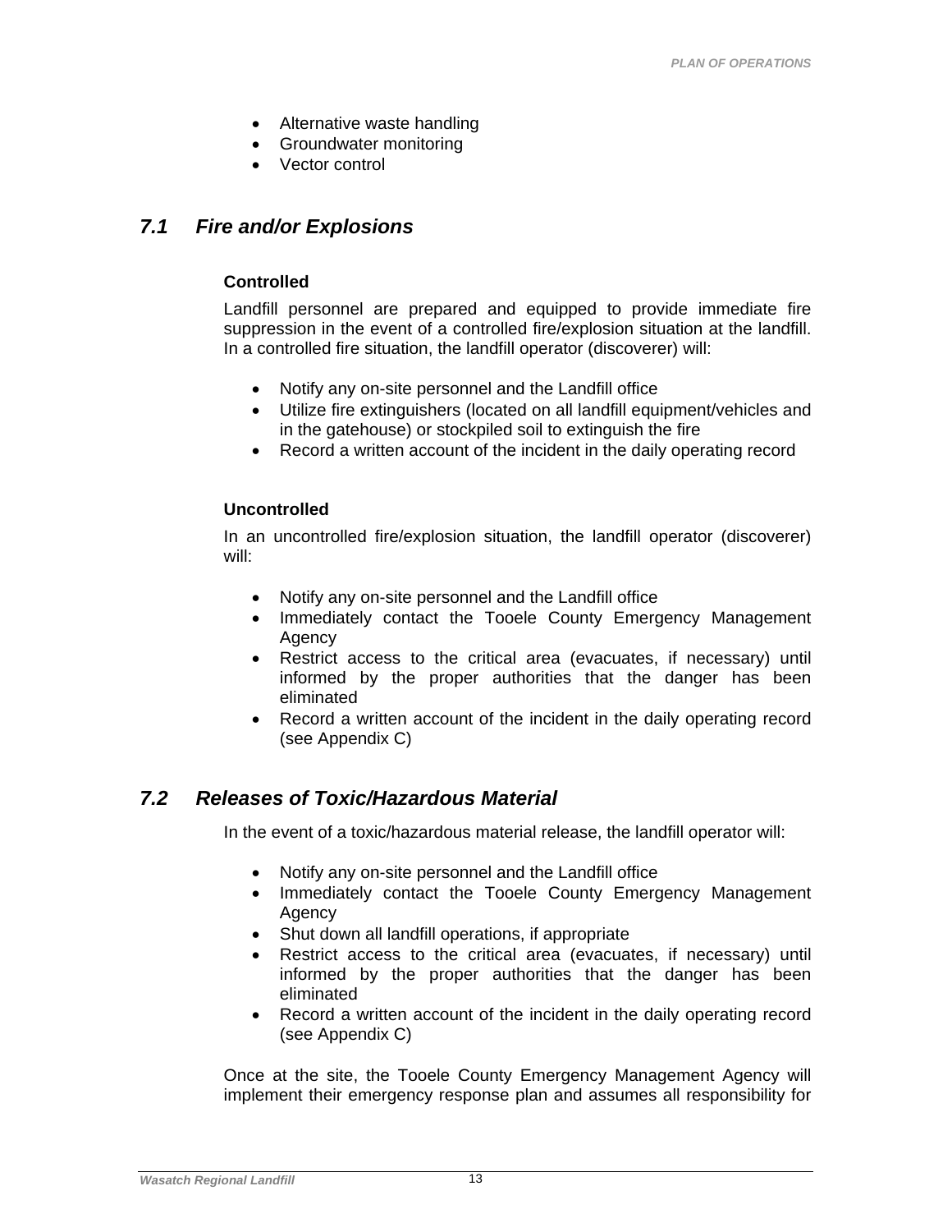- Alternative waste handling
- Groundwater monitoring
- Vector control

## *7.1 Fire and/or Explosions*

**Controlled**

Landfill personnel are prepared and equipped to provide immediate fire suppression in the event of a controlled fire/explosion situation at the landfill. In a controlled fire situation, the landfill operator (discoverer) will:

- Notify any on-site personnel and the Landfill office
- Utilize fire extinguishers (located on all landfill equipment/vehicles and in the gatehouse) or stockpiled soil to extinguish the fire
- Record a written account of the incident in the daily operating record

**Uncontrolled**

In an uncontrolled fire/explosion situation, the landfill operator (discoverer) will:

- Notify any on-site personnel and the Landfill office
- Immediately contact the Tooele County Emergency Management Agency
- Restrict access to the critical area (evacuates, if necessary) until informed by the proper authorities that the danger has been eliminated
- Record a written account of the incident in the daily operating record (see Appendix C)

## *7.2 Releases of Toxic/Hazardous Material*

In the event of a toxic/hazardous material release, the landfill operator will:

- Notify any on-site personnel and the Landfill office
- Immediately contact the Tooele County Emergency Management Agency
- Shut down all landfill operations, if appropriate
- Restrict access to the critical area (evacuates, if necessary) until informed by the proper authorities that the danger has been eliminated
- Record a written account of the incident in the daily operating record (see Appendix C)

Once at the site, the Tooele County Emergency Management Agency will implement their emergency response plan and assumes all responsibility for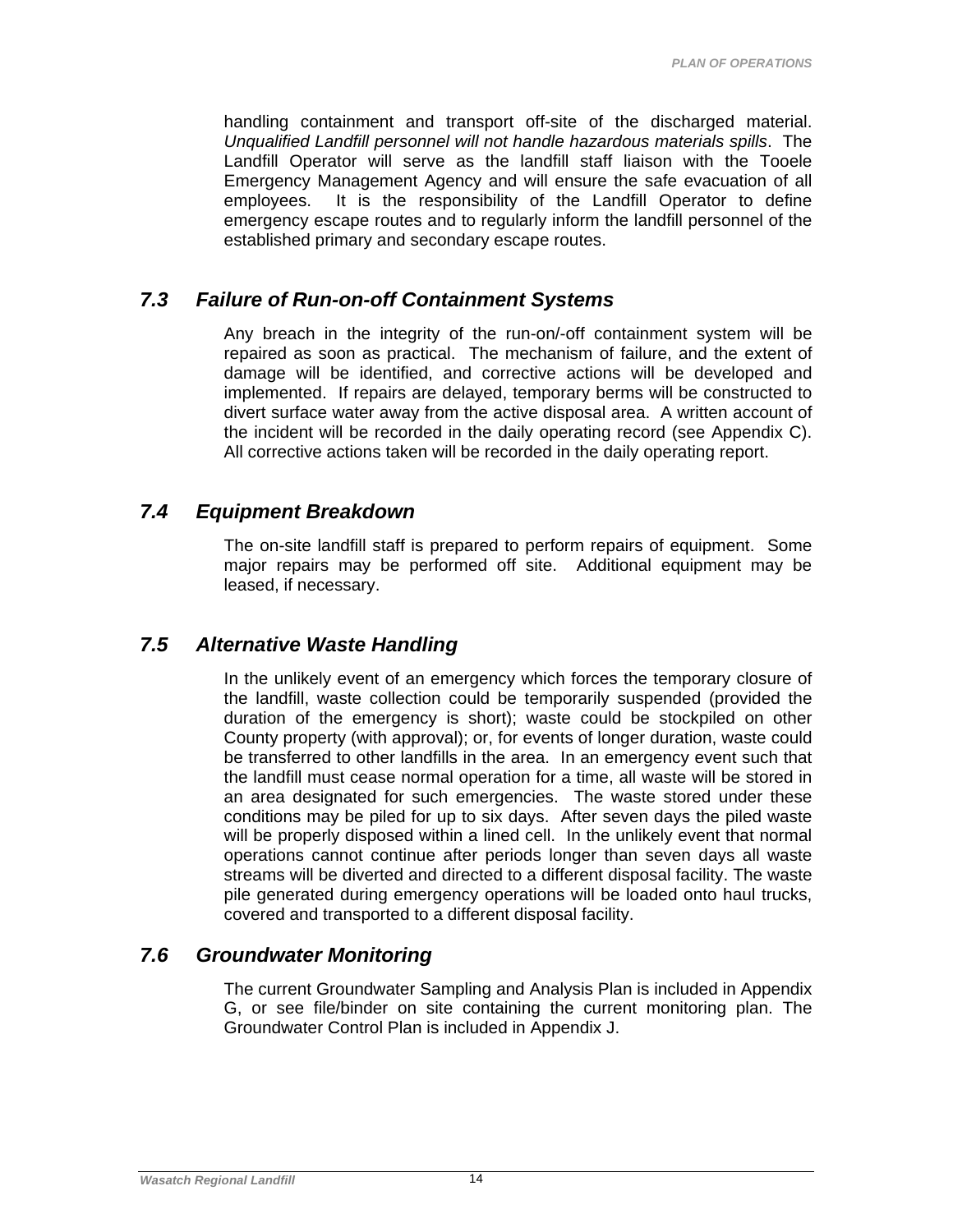handling containment and transport off-site of the discharged material. *Unqualified Landfill personnel will not handle hazardous materials spills*. The Landfill Operator will serve as the landfill staff liaison with the Tooele Emergency Management Agency and will ensure the safe evacuation of all employees. It is the responsibility of the Landfill Operator to define emergency escape routes and to regularly inform the landfill personnel of the established primary and secondary escape routes.

## *7.3 Failure of Run-on-off Containment Systems*

Any breach in the integrity of the run-on/-off containment system will be repaired as soon as practical. The mechanism of failure, and the extent of damage will be identified, and corrective actions will be developed and implemented. If repairs are delayed, temporary berms will be constructed to divert surface water away from the active disposal area. A written account of the incident will be recorded in the daily operating record (see Appendix C). All corrective actions taken will be recorded in the daily operating report.

## *7.4 Equipment Breakdown*

The on-site landfill staff is prepared to perform repairs of equipment. Some major repairs may be performed off site. Additional equipment may be leased, if necessary.

## *7.5 Alternative Waste Handling*

In the unlikely event of an emergency which forces the temporary closure of the landfill, waste collection could be temporarily suspended (provided the duration of the emergency is short); waste could be stockpiled on other County property (with approval); or, for events of longer duration, waste could be transferred to other landfills in the area. In an emergency event such that the landfill must cease normal operation for a time, all waste will be stored in an area designated for such emergencies. The waste stored under these conditions may be piled for up to six days. After seven days the piled waste will be properly disposed within a lined cell. In the unlikely event that normal operations cannot continue after periods longer than seven days all waste streams will be diverted and directed to a different disposal facility. The waste pile generated during emergency operations will be loaded onto haul trucks, covered and transported to a different disposal facility.

## *7.6 Groundwater Monitoring*

The current Groundwater Sampling and Analysis Plan is included in Appendix G, or see file/binder on site containing the current monitoring plan. The Groundwater Control Plan is included in Appendix J.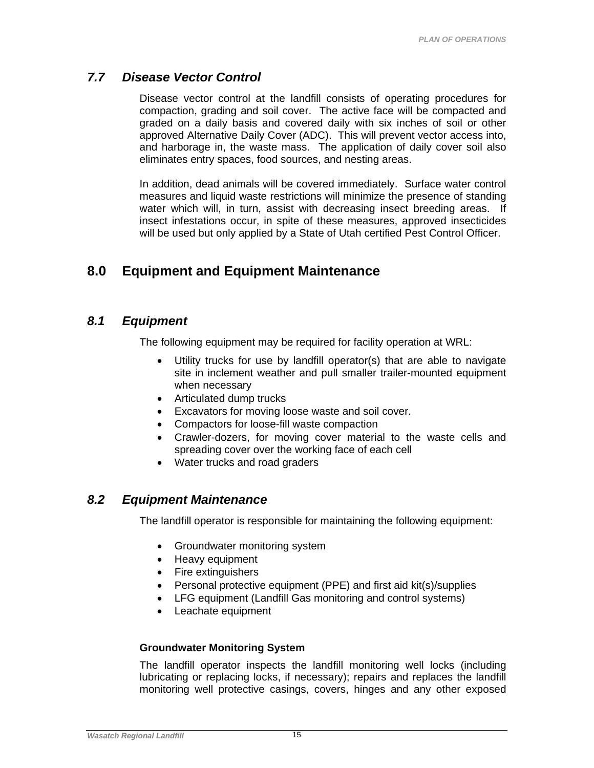### *7.7 Disease Vector Control*

Disease vector control at the landfill consists of operating procedures for compaction, grading and soil cover. The active face will be compacted and graded on a daily basis and covered daily with six inches of soil or other approved Alternative Daily Cover (ADC). This will prevent vector access into, and harborage in, the waste mass. The application of daily cover soil also eliminates entry spaces, food sources, and nesting areas.

In addition, dead animals will be covered immediately. Surface water control measures and liquid waste restrictions will minimize the presence of standing water which will, in turn, assist with decreasing insect breeding areas. If insect infestations occur, in spite of these measures, approved insecticides will be used but only applied by a State of Utah certified Pest Control Officer.

## 8.0 Equipment and Equipment Maintenance

### *8.1 Equipment*

The following equipment may be required for facility operation at WRL:

- Utility trucks for use by landfill operator(s) that are able to navigate site in inclement weather and pull smaller trailer-mounted equipment when necessary
- Articulated dump trucks
- Excavators for moving loose waste and soil cover.
- Compactors for loose-fill waste compaction
- Crawler-dozers, for moving cover material to the waste cells and spreading cover over the working face of each cell
- Water trucks and road graders

### *8.2 Equipment Maintenance*

The landfill operator is responsible for maintaining the following equipment:

- Groundwater monitoring system
- Heavy equipment
- Fire extinguishers
- Personal protective equipment (PPE) and first aid kit(s)/supplies
- LFG equipment (Landfill Gas monitoring and control systems)
- Leachate equipment

**Groundwater Monitoring System**

The landfill operator inspects the landfill monitoring well locks (including lubricating or replacing locks, if necessary); repairs and replaces the landfill monitoring well protective casings, covers, hinges and any other exposed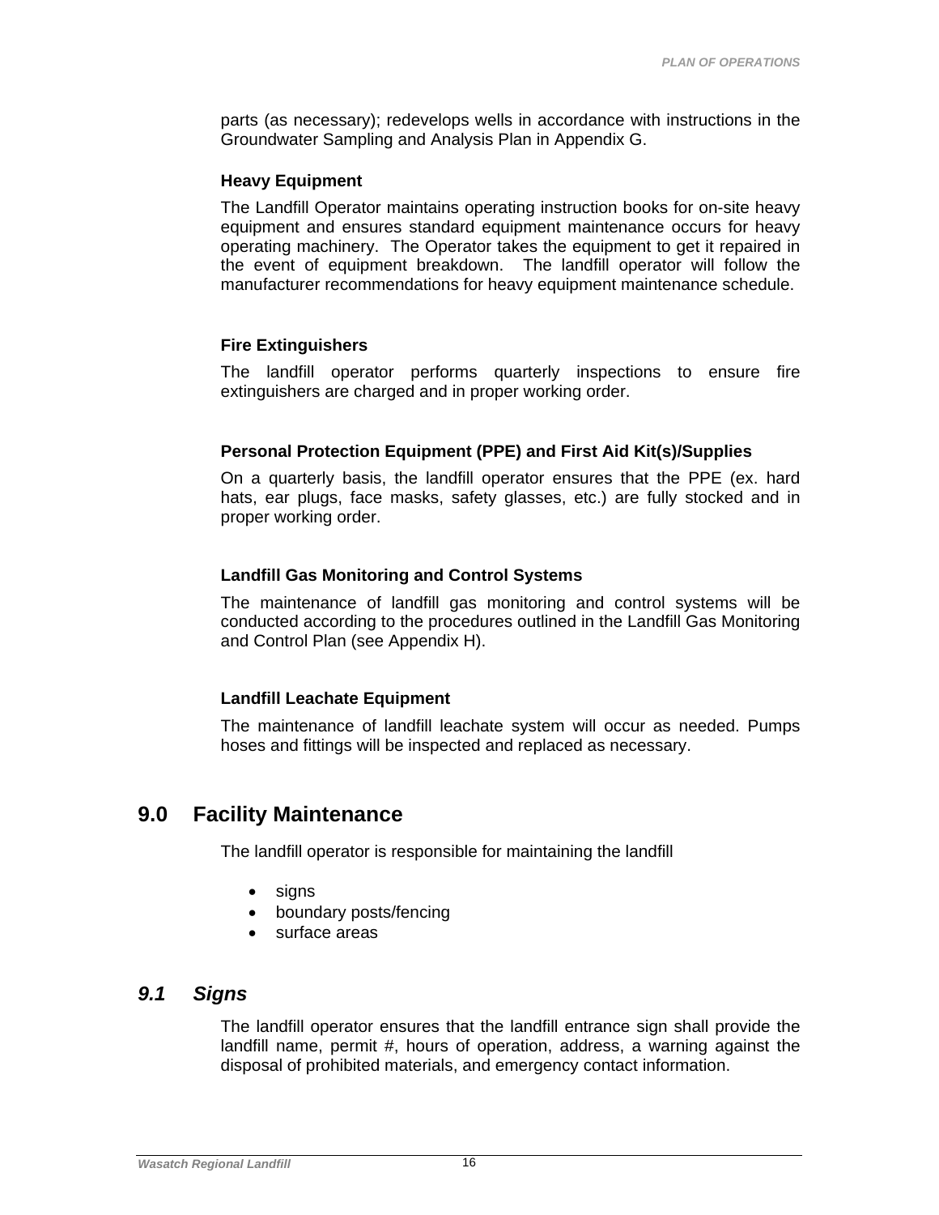parts (as necessary); redevelops wells in accordance with instructions in the Groundwater Sampling and Analysis Plan in Appendix G.

**Heavy Equipment**

The Landfill Operator maintains operating instruction books for on-site heavy equipment and ensures standard equipment maintenance occurs for heavy operating machinery. The Operator takes the equipment to get it repaired in the event of equipment breakdown. The landfill operator will follow the manufacturer recommendations for heavy equipment maintenance schedule.

**Fire Extinguishers**

The landfill operator performs quarterly inspections to ensure fire extinguishers are charged and in proper working order.

**Personal Protection Equipment (PPE) and First Aid Kit(s)/Supplies**

On a quarterly basis, the landfill operator ensures that the PPE (ex. hard hats, ear plugs, face masks, safety glasses, etc.) are fully stocked and in proper working order.

**Landfill Gas Monitoring and Control Systems**

The maintenance of landfill gas monitoring and control systems will be conducted according to the procedures outlined in the Landfill Gas Monitoring and Control Plan (see Appendix H).

**Landfill Leachate Equipment**

The maintenance of landfill leachate system will occur as needed. Pumps hoses and fittings will be inspected and replaced as necessary.

## 9.0 Facility Maintenance

The landfill operator is responsible for maintaining the landfill

- signs
- boundary posts/fencing
- surface areas

### *9.1 Signs*

The landfill operator ensures that the landfill entrance sign shall provide the landfill name, permit #, hours of operation, address, a warning against the disposal of prohibited materials, and emergency contact information.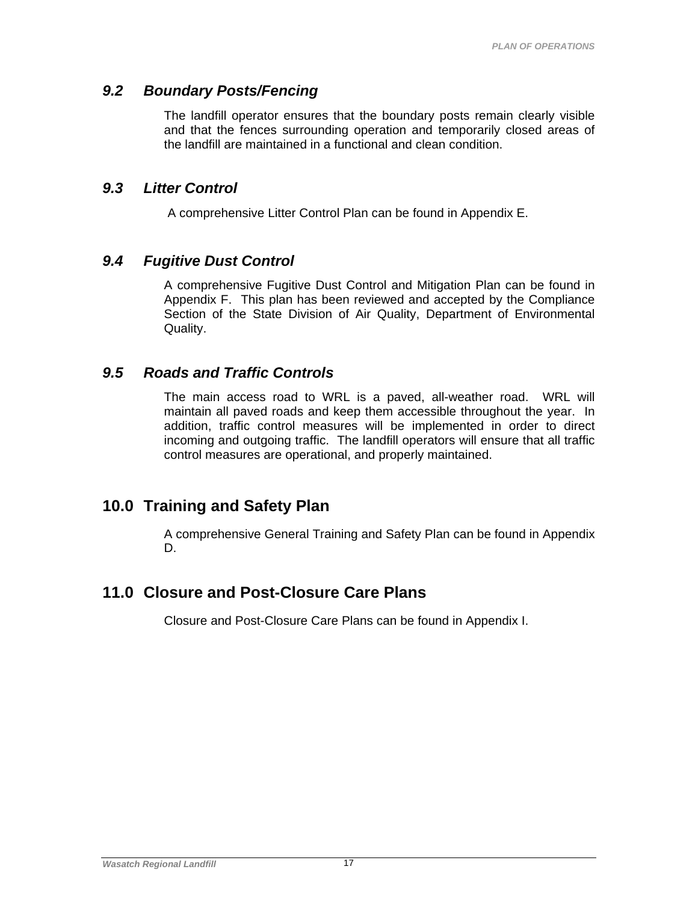### *9.2 Boundary Posts/Fencing*

The landfill operator ensures that the boundary posts remain clearly visible and that the fences surrounding operation and temporarily closed areas of the landfill are maintained in a functional and clean condition.

### *9.3 Litter Control*

A comprehensive Litter Control Plan can be found in Appendix E.

### *9.4 Fugitive Dust Control*

A comprehensive Fugitive Dust Control and Mitigation Plan can be found in Appendix F. This plan has been reviewed and accepted by the Compliance Section of the State Division of Air Quality, Department of Environmental Quality.

### *9.5 Roads and Traffic Controls*

The main access road to WRL is a paved, all-weather road. WRL will maintain all paved roads and keep them accessible throughout the year. In addition, traffic control measures will be implemented in order to direct incoming and outgoing traffic. The landfill operators will ensure that all traffic control measures are operational, and properly maintained.

## 10.0 Training and Safety Plan

A comprehensive General Training and Safety Plan can be found in Appendix D.

## 11.0 Closure and Post-Closure Care Plans

Closure and Post-Closure Care Plans can be found in Appendix I.